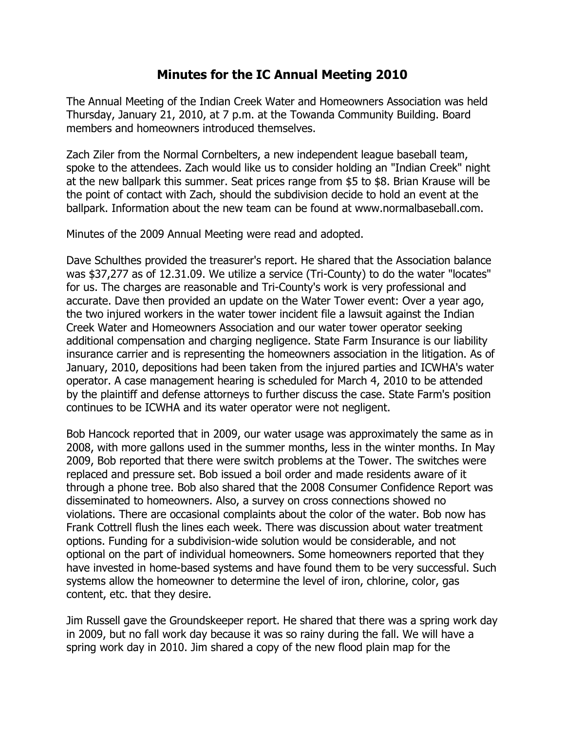# Minutes for the IC Annual Meeting 2010

The Annual Meeting of the Indian Creek Water and Homeowners Association was held Thursday, January 21, 2010, at 7 p.m. at the Towanda Community Building. Board members and homeowners introduced themselves.

Zach Ziler from the Normal Cornbelters, a new independent league baseball team, spoke to the attendees. Zach would like us to consider holding an "Indian Creek" night at the new ballpark this summer. Seat prices range from $5 to $8. Brian Krause will be the point of contact with Zach, should the subdivision decide to hold an event at the ballpark. Information about the new team can be found at www.normalbaseball.com.

Minutes of the 2009 Annual Meeting were read and adopted.

Dave Schulthes provided the treasurer's report. He shared that the Association balance was $37,277 as of 12.31.09. We utilize a service (Tri-County) to do the water "locates" for us. The charges are reasonable and Tri-County's work is very professional and accurate. Dave then provided an update on the Water Tower event: Over a year ago, the two injured workers in the water tower incident file a lawsuit against the Indian Creek Water and Homeowners Association and our water tower operator seeking additional compensation and charging negligence. State Farm Insurance is our liability insurance carrier and is representing the homeowners association in the litigation. As of January, 2010, depositions had been taken from the injured parties and ICWHA's water operator. A case management hearing is scheduled for March 4, 2010 to be attended by the plaintiff and defense attorneys to further discuss the case. State Farm's position continues to be ICWHA and its water operator were not negligent.

Bob Hancock reported that in 2009, our water usage was approximately the same as in 2008, with more gallons used in the summer months, less in the winter months. In May 2009, Bob reported that there were switch problems at the Tower. The switches were replaced and pressure set. Bob issued a boil order and made residents aware of it through a phone tree. Bob also shared that the 2008 Consumer Confidence Report was disseminated to homeowners. Also, a survey on cross connections showed no violations. There are occasional complaints about the color of the water. Bob now has Frank Cottrell flush the lines each week. There was discussion about water treatment options. Funding for a subdivision-wide solution would be considerable, and not optional on the part of individual homeowners. Some homeowners reported that they have invested in home-based systems and have found them to be very successful. Such systems allow the homeowner to determine the level of iron, chlorine, color, gas content, etc. that they desire.

Jim Russell gave the Groundskeeper report. He shared that there was a spring work day in 2009, but no fall work day because it was so rainy during the fall. We will have a spring work day in 2010. Jim shared a copy of the new flood plain map for the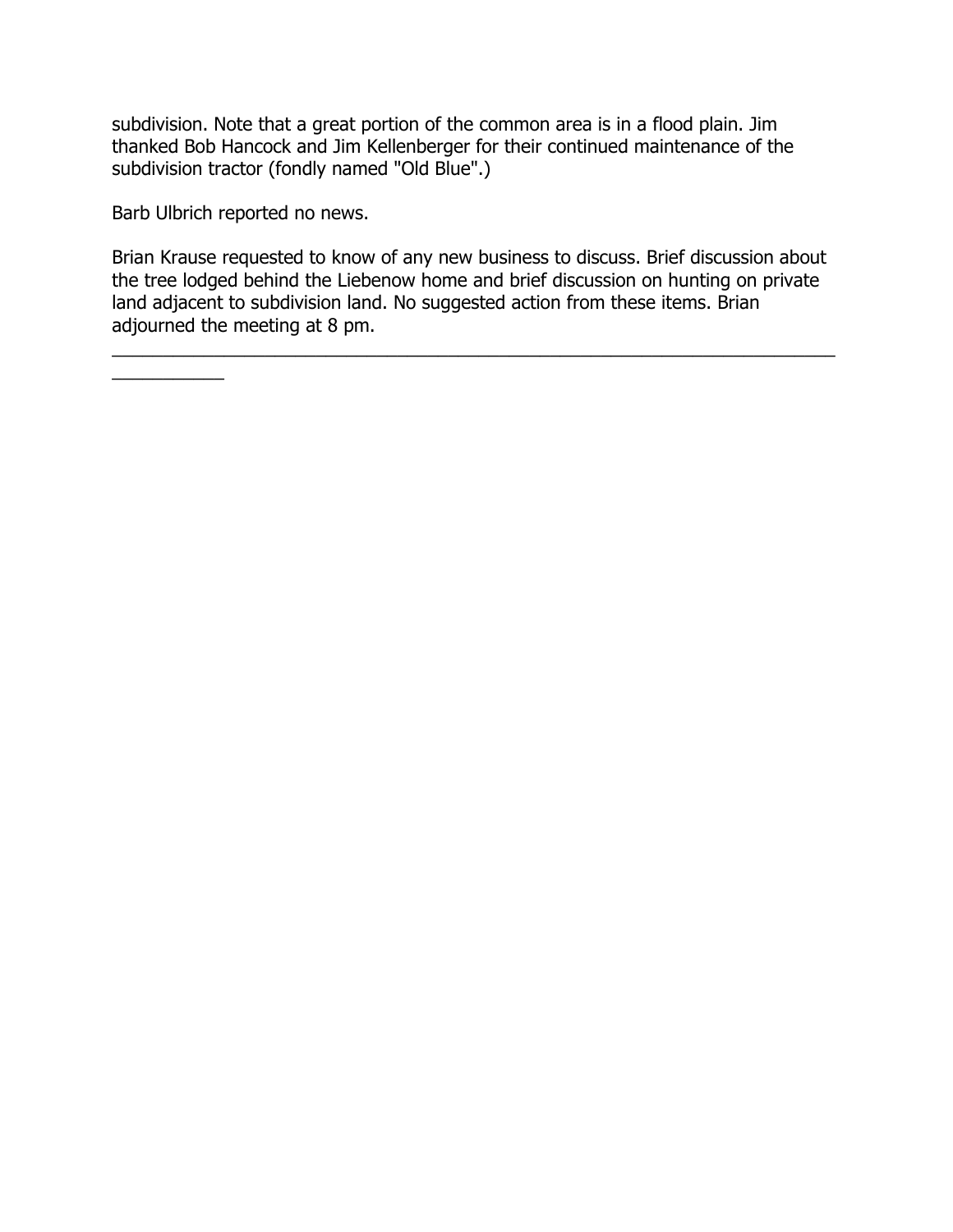subdivision. Note that a great portion of the common area is in a flood plain. Jim thanked Bob Hancock and Jim Kellenberger for their continued maintenance of the subdivision tractor (fondly named "Old Blue".)

Barb Ulbrich reported no news.

Brian Krause requested to know of any new business to discuss. Brief discussion about the tree lodged behind the Liebenow home and brief discussion on hunting on private land adjacent to subdivision land. No suggested action from these items. Brian adjourned the meeting at 8 pm.

---